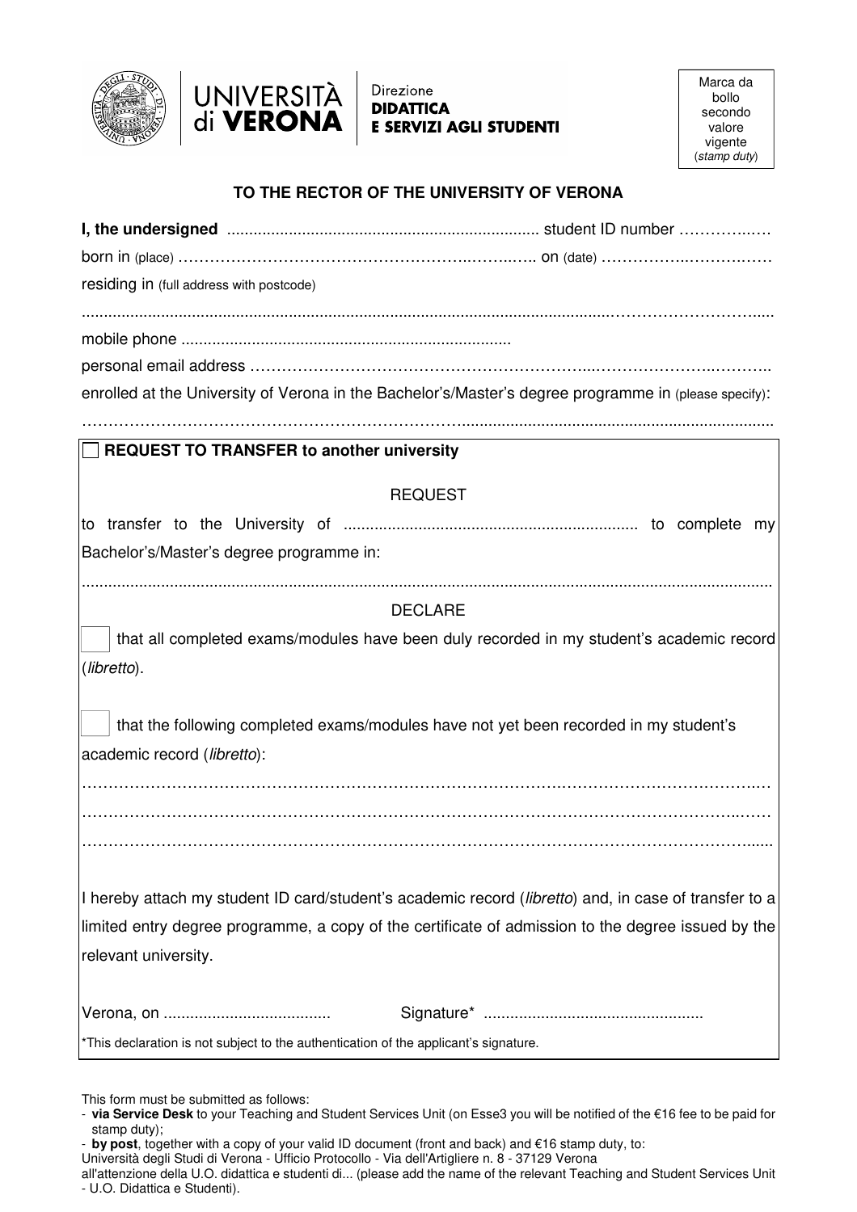UNIVERSITÀ di VERONA | Direzione **DIDATTICA E SERVIZI AGLI STUDENTI**

Marca da bollo secondo valore vigente (*stamp duty*)

### TO THE RECTOR OF THE UNIVERSITY OF VERONA

**I, the undersigned** ....................................................................... student ID number ………….….

born in (place) ………………………………………………..……..….. on (date) ……………..……….……

residing in (full address with postcode)

...........................................................................................................................…………………….....

mobile phone ...........................................................................

personal email address ……………………………………………………...……………….………..

enrolled at the University of Verona in the Bachelor's/Master's degree programme in (please specify):

……………………………………………………………….........................................................................

☐ **REQUEST TO TRANSFER to another university**

REQUEST

to transfer to the University of .................................................................. to complete my Bachelor's/Master's degree programme in:

...........................................................................................................................................................

DECLARE

☐ that all completed exams/modules have been duly recorded in my student's academic record (*libretto*).

☐ that the following completed exams/modules have not yet been recorded in my student's academic record (*libretto*):

……………………………………………………………………………………………………………….….

……………………………………………………………………………………………………………..……

…………………………………………………………………………………………………………….......

I hereby attach my student ID card/student's academic record (*libretto*) and, in case of transfer to a limited entry degree programme, a copy of the certificate of admission to the degree issued by the relevant university.

Verona, on ..................................... Signature* .................................................

*This declaration is not subject to the authentication of the applicant's signature.

This form must be submitted as follows:

- **via Service Desk** to your Teaching and Student Services Unit (on Esse3 you will be notified of the €16 fee to be paid for stamp duty);
- **by post**, together with a copy of your valid ID document (front and back) and €16 stamp duty, to:

Università degli Studi di Verona - Ufficio Protocollo - Via dell'Artigliere n. 8 - 37129 Verona
all'attenzione della U.O. didattica e studenti di... (please add the name of the relevant Teaching and Student Services Unit - U.O. Didattica e Studenti).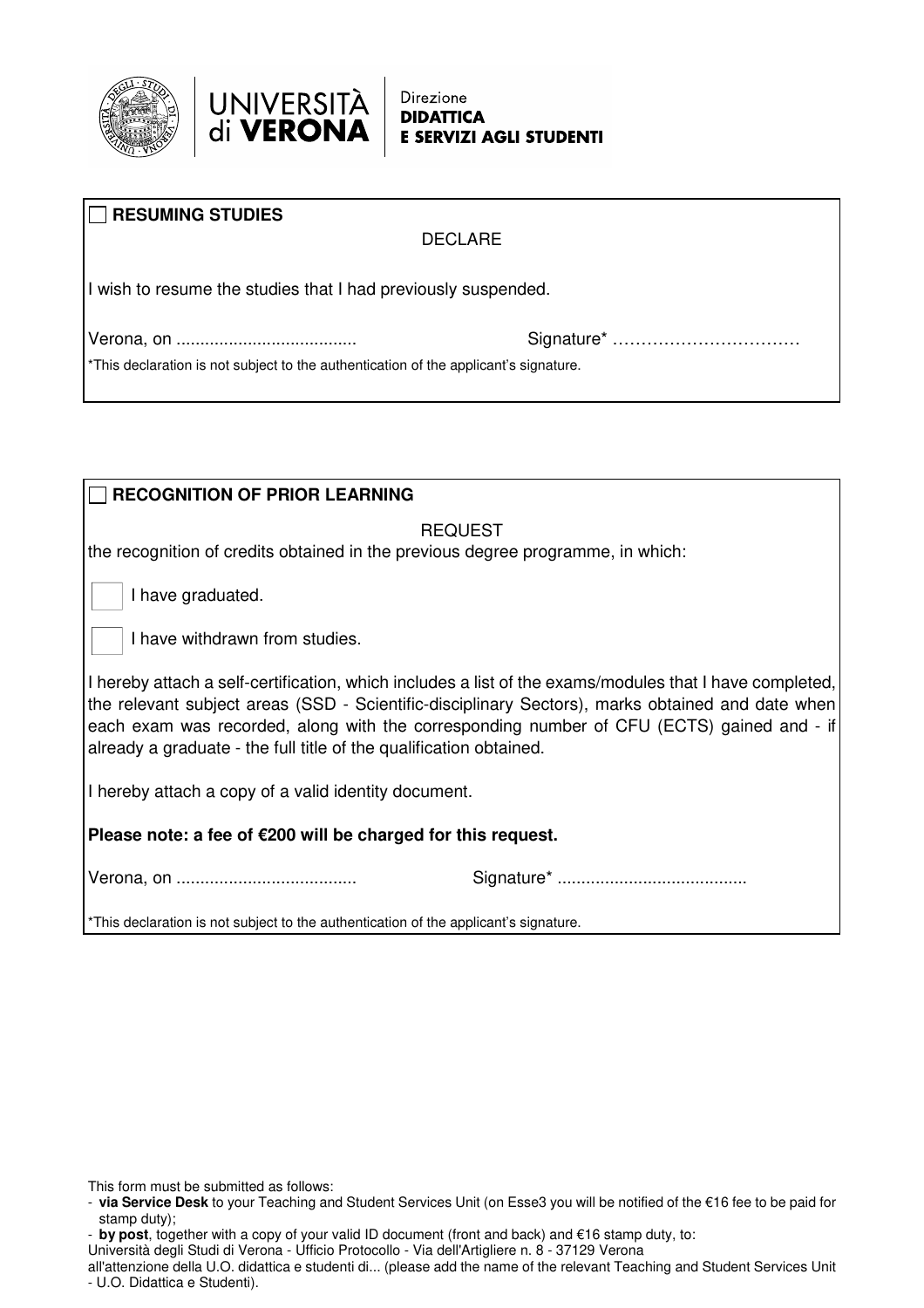UNIVERSITÀ di VERONA | Direzione DIDATTICA E SERVIZI AGLI STUDENTI

☐ **RESUMING STUDIES**

DECLARE

I wish to resume the studies that I had previously suspended.

Verona, on ..................................... Signature* ……………………………

*This declaration is not subject to the authentication of the applicant's signature.

☐ **RECOGNITION OF PRIOR LEARNING**

REQUEST

the recognition of credits obtained in the previous degree programme, in which:

☐ I have graduated.

☐ I have withdrawn from studies.

I hereby attach a self-certification, which includes a list of the exams/modules that I have completed, the relevant subject areas (SSD - Scientific-disciplinary Sectors), marks obtained and date when each exam was recorded, along with the corresponding number of CFU (ECTS) gained and - if already a graduate - the full title of the qualification obtained.

I hereby attach a copy of a valid identity document.

**Please note: a fee of €200 will be charged for this request.**

Verona, on ..................................... Signature* .......................................

*This declaration is not subject to the authentication of the applicant's signature.

This form must be submitted as follows:

- **via Service Desk** to your Teaching and Student Services Unit (on Esse3 you will be notified of the €16 fee to be paid for stamp duty);
- **by post**, together with a copy of your valid ID document (front and back) and €16 stamp duty, to:

Università degli Studi di Verona - Ufficio Protocollo - Via dell'Artigliere n. 8 - 37129 Verona
all'attenzione della U.O. didattica e studenti di... (please add the name of the relevant Teaching and Student Services Unit - U.O. Didattica e Studenti).